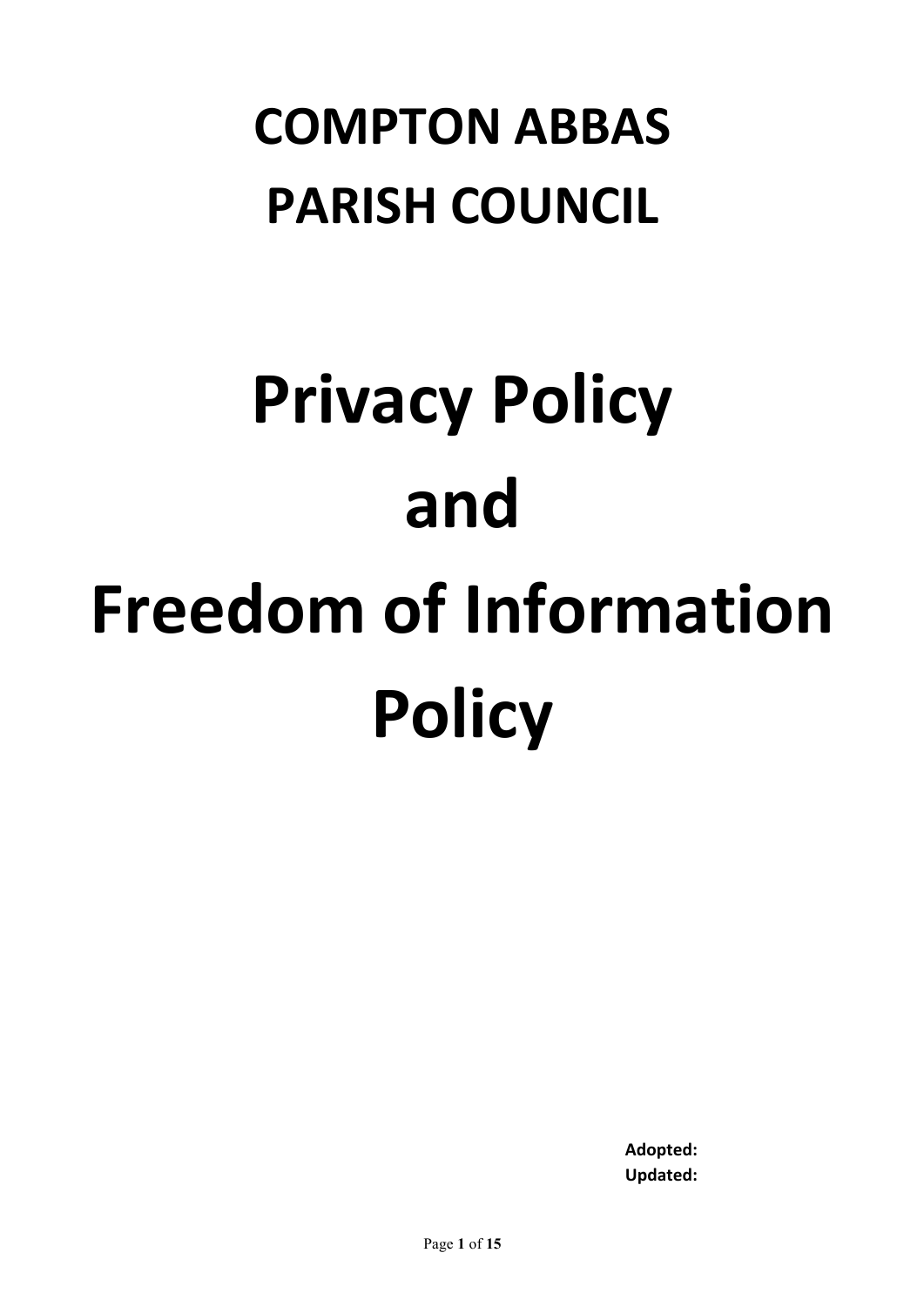# COMPTON ABBAS PARISH COUNCIL

# Privacy Policy and Freedom of Information Policy

**Adopted:**
**Updated:**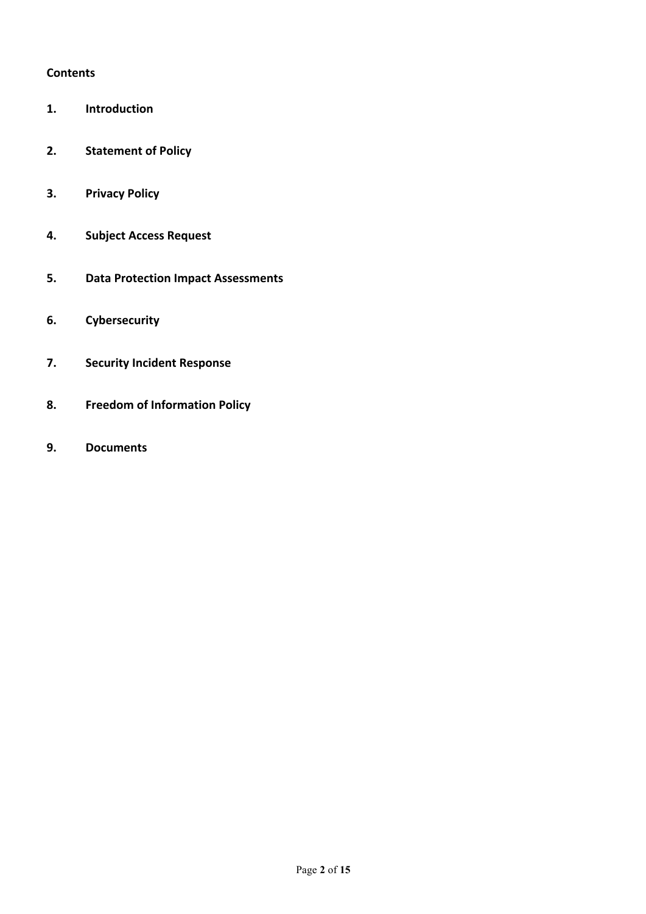**Contents**

1. **Introduction**
2. **Statement of Policy**
3. **Privacy Policy**
4. **Subject Access Request**
5. **Data Protection Impact Assessments**
6. **Cybersecurity**
7. **Security Incident Response**
8. **Freedom of Information Policy**
9. **Documents**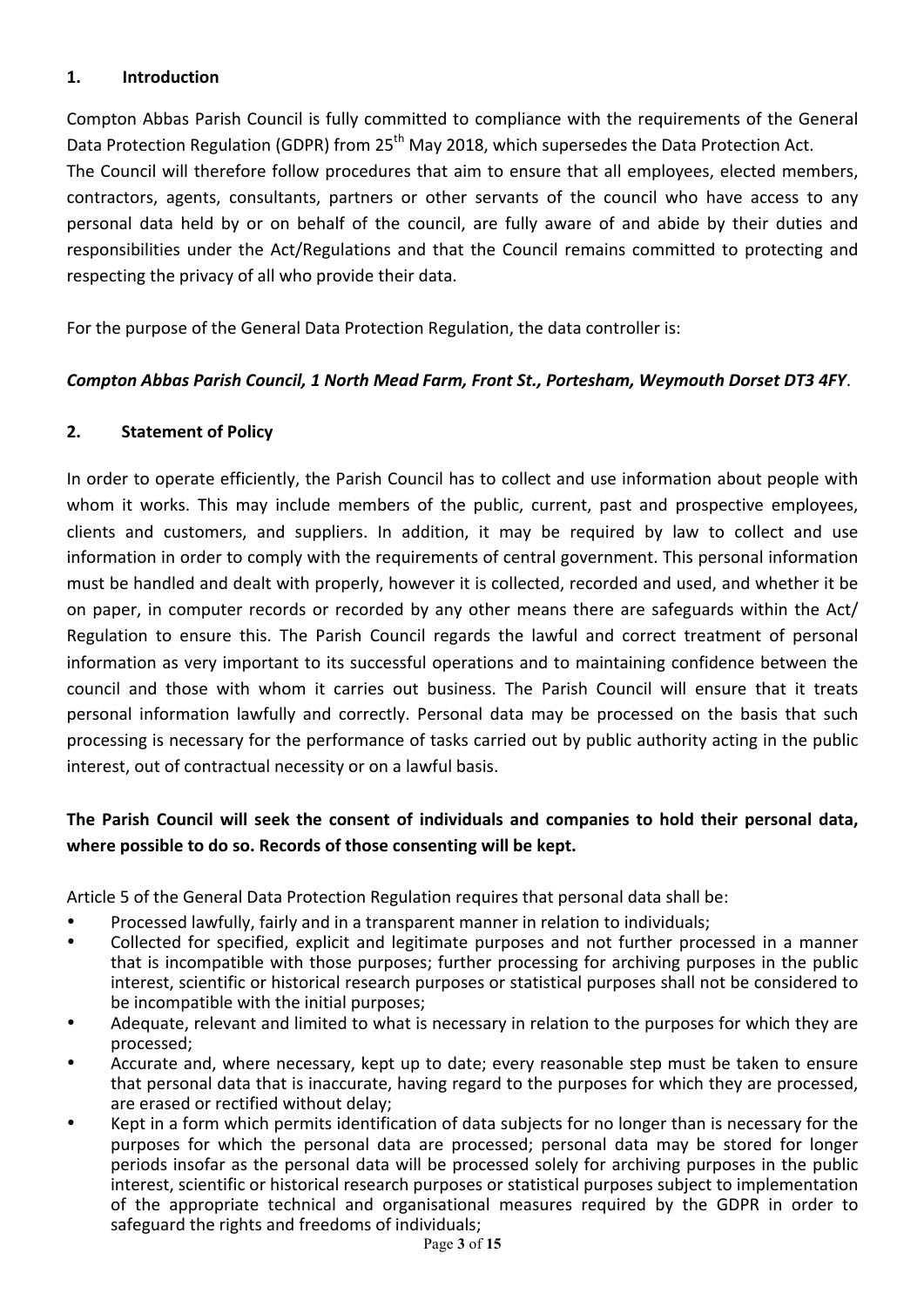## 1. Introduction

Compton Abbas Parish Council is fully committed to compliance with the requirements of the General Data Protection Regulation (GDPR) from 25th May 2018, which supersedes the Data Protection Act.
The Council will therefore follow procedures that aim to ensure that all employees, elected members, contractors, agents, consultants, partners or other servants of the council who have access to any personal data held by or on behalf of the council, are fully aware of and abide by their duties and responsibilities under the Act/Regulations and that the Council remains committed to protecting and respecting the privacy of all who provide their data.

For the purpose of the General Data Protection Regulation, the data controller is:

***Compton Abbas Parish Council, 1 North Mead Farm, Front St., Portesham, Weymouth Dorset DT3 4FY***.

## 2. Statement of Policy

In order to operate efficiently, the Parish Council has to collect and use information about people with whom it works. This may include members of the public, current, past and prospective employees, clients and customers, and suppliers. In addition, it may be required by law to collect and use information in order to comply with the requirements of central government. This personal information must be handled and dealt with properly, however it is collected, recorded and used, and whether it be on paper, in computer records or recorded by any other means there are safeguards within the Act/ Regulation to ensure this. The Parish Council regards the lawful and correct treatment of personal information as very important to its successful operations and to maintaining confidence between the council and those with whom it carries out business. The Parish Council will ensure that it treats personal information lawfully and correctly. Personal data may be processed on the basis that such processing is necessary for the performance of tasks carried out by public authority acting in the public interest, out of contractual necessity or on a lawful basis.

**The Parish Council will seek the consent of individuals and companies to hold their personal data, where possible to do so. Records of those consenting will be kept.**

Article 5 of the General Data Protection Regulation requires that personal data shall be:

- Processed lawfully, fairly and in a transparent manner in relation to individuals;
- Collected for specified, explicit and legitimate purposes and not further processed in a manner that is incompatible with those purposes; further processing for archiving purposes in the public interest, scientific or historical research purposes or statistical purposes shall not be considered to be incompatible with the initial purposes;
- Adequate, relevant and limited to what is necessary in relation to the purposes for which they are processed;
- Accurate and, where necessary, kept up to date; every reasonable step must be taken to ensure that personal data that is inaccurate, having regard to the purposes for which they are processed, are erased or rectified without delay;
- Kept in a form which permits identification of data subjects for no longer than is necessary for the purposes for which the personal data are processed; personal data may be stored for longer periods insofar as the personal data will be processed solely for archiving purposes in the public interest, scientific or historical research purposes or statistical purposes subject to implementation of the appropriate technical and organisational measures required by the GDPR in order to safeguard the rights and freedoms of individuals;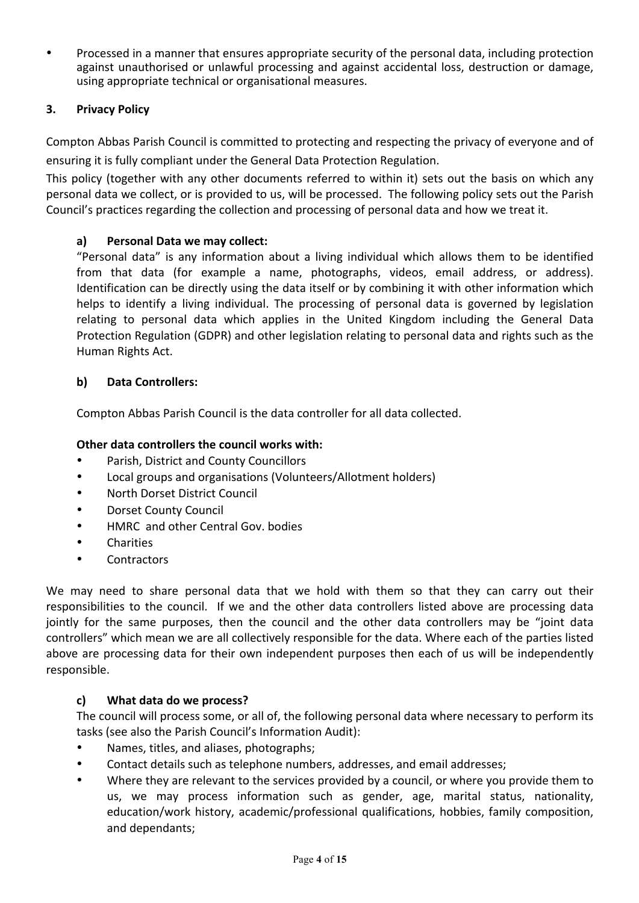- Processed in a manner that ensures appropriate security of the personal data, including protection against unauthorised or unlawful processing and against accidental loss, destruction or damage, using appropriate technical or organisational measures.

## 3. Privacy Policy

Compton Abbas Parish Council is committed to protecting and respecting the privacy of everyone and of ensuring it is fully compliant under the General Data Protection Regulation.

This policy (together with any other documents referred to within it) sets out the basis on which any personal data we collect, or is provided to us, will be processed. The following policy sets out the Parish Council's practices regarding the collection and processing of personal data and how we treat it.

### a) Personal Data we may collect:

"Personal data" is any information about a living individual which allows them to be identified from that data (for example a name, photographs, videos, email address, or address). Identification can be directly using the data itself or by combining it with other information which helps to identify a living individual. The processing of personal data is governed by legislation relating to personal data which applies in the United Kingdom including the General Data Protection Regulation (GDPR) and other legislation relating to personal data and rights such as the Human Rights Act.

### b) Data Controllers:

Compton Abbas Parish Council is the data controller for all data collected.

**Other data controllers the council works with:**

- Parish, District and County Councillors
- Local groups and organisations (Volunteers/Allotment holders)
- North Dorset District Council
- Dorset County Council
- HMRC and other Central Gov. bodies
- Charities
- Contractors

We may need to share personal data that we hold with them so that they can carry out their responsibilities to the council. If we and the other data controllers listed above are processing data jointly for the same purposes, then the council and the other data controllers may be "joint data controllers" which mean we are all collectively responsible for the data. Where each of the parties listed above are processing data for their own independent purposes then each of us will be independently responsible.

### c) What data do we process?

The council will process some, or all of, the following personal data where necessary to perform its tasks (see also the Parish Council's Information Audit):

- Names, titles, and aliases, photographs;
- Contact details such as telephone numbers, addresses, and email addresses;
- Where they are relevant to the services provided by a council, or where you provide them to us, we may process information such as gender, age, marital status, nationality, education/work history, academic/professional qualifications, hobbies, family composition, and dependants;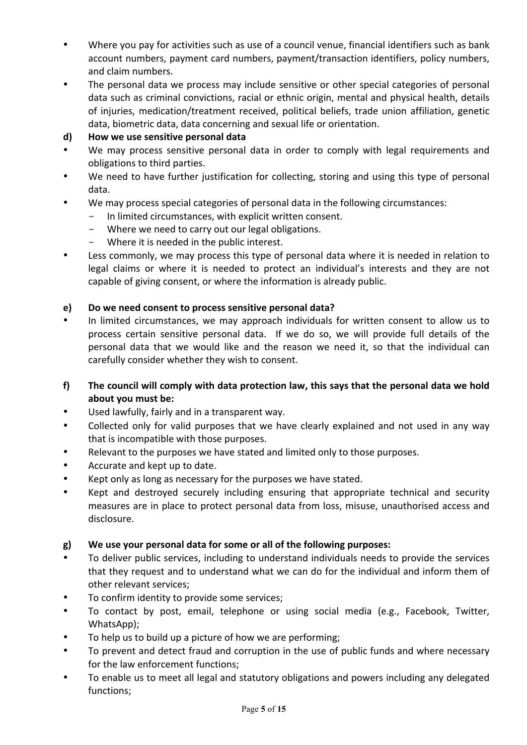- Where you pay for activities such as use of a council venue, financial identifiers such as bank account numbers, payment card numbers, payment/transaction identifiers, policy numbers, and claim numbers.
- The personal data we process may include sensitive or other special categories of personal data such as criminal convictions, racial or ethnic origin, mental and physical health, details of injuries, medication/treatment received, political beliefs, trade union affiliation, genetic data, biometric data, data concerning and sexual life or orientation.

**d) How we use sensitive personal data**

- We may process sensitive personal data in order to comply with legal requirements and obligations to third parties.
- We need to have further justification for collecting, storing and using this type of personal data.
- We may process special categories of personal data in the following circumstances:
  - In limited circumstances, with explicit written consent.
  - Where we need to carry out our legal obligations.
  - Where it is needed in the public interest.
- Less commonly, we may process this type of personal data where it is needed in relation to legal claims or where it is needed to protect an individual's interests and they are not capable of giving consent, or where the information is already public.

**e) Do we need consent to process sensitive personal data?**

- In limited circumstances, we may approach individuals for written consent to allow us to process certain sensitive personal data. If we do so, we will provide full details of the personal data that we would like and the reason we need it, so that the individual can carefully consider whether they wish to consent.

**f) The council will comply with data protection law, this says that the personal data we hold about you must be:**

- Used lawfully, fairly and in a transparent way.
- Collected only for valid purposes that we have clearly explained and not used in any way that is incompatible with those purposes.
- Relevant to the purposes we have stated and limited only to those purposes.
- Accurate and kept up to date.
- Kept only as long as necessary for the purposes we have stated.
- Kept and destroyed securely including ensuring that appropriate technical and security measures are in place to protect personal data from loss, misuse, unauthorised access and disclosure.

**g) We use your personal data for some or all of the following purposes:**

- To deliver public services, including to understand individuals needs to provide the services that they request and to understand what we can do for the individual and inform them of other relevant services;
- To confirm identity to provide some services;
- To contact by post, email, telephone or using social media (e.g., Facebook, Twitter, WhatsApp);
- To help us to build up a picture of how we are performing;
- To prevent and detect fraud and corruption in the use of public funds and where necessary for the law enforcement functions;
- To enable us to meet all legal and statutory obligations and powers including any delegated functions;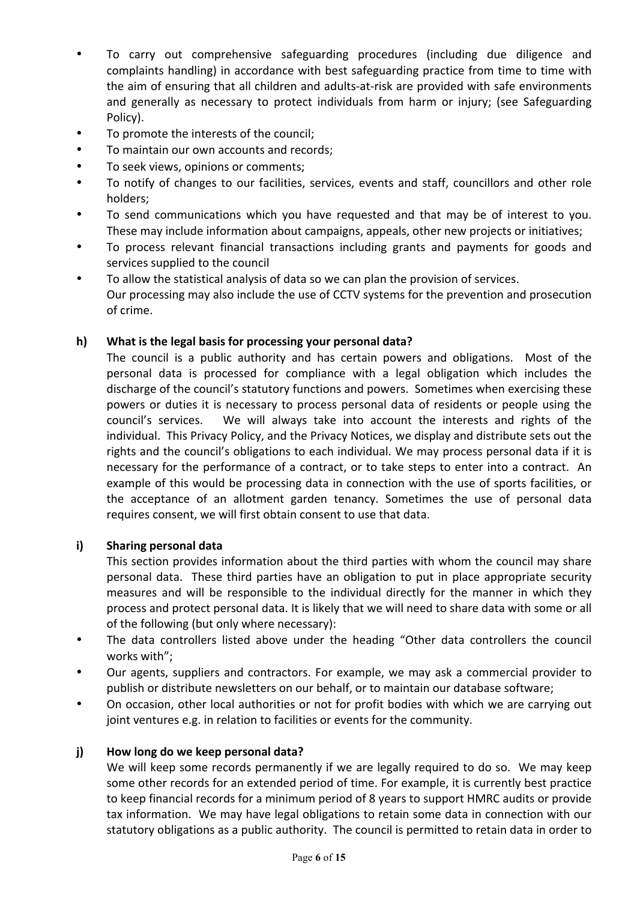- To carry out comprehensive safeguarding procedures (including due diligence and complaints handling) in accordance with best safeguarding practice from time to time with the aim of ensuring that all children and adults-at-risk are provided with safe environments and generally as necessary to protect individuals from harm or injury; (see Safeguarding Policy).
- To promote the interests of the council;
- To maintain our own accounts and records;
- To seek views, opinions or comments;
- To notify of changes to our facilities, services, events and staff, councillors and other role holders;
- To send communications which you have requested and that may be of interest to you. These may include information about campaigns, appeals, other new projects or initiatives;
- To process relevant financial transactions including grants and payments for goods and services supplied to the council
- To allow the statistical analysis of data so we can plan the provision of services.

  Our processing may also include the use of CCTV systems for the prevention and prosecution of crime.

**h) What is the legal basis for processing your personal data?**

The council is a public authority and has certain powers and obligations. Most of the personal data is processed for compliance with a legal obligation which includes the discharge of the council's statutory functions and powers. Sometimes when exercising these powers or duties it is necessary to process personal data of residents or people using the council's services. We will always take into account the interests and rights of the individual. This Privacy Policy, and the Privacy Notices, we display and distribute sets out the rights and the council's obligations to each individual. We may process personal data if it is necessary for the performance of a contract, or to take steps to enter into a contract. An example of this would be processing data in connection with the use of sports facilities, or the acceptance of an allotment garden tenancy. Sometimes the use of personal data requires consent, we will first obtain consent to use that data.

**i) Sharing personal data**

This section provides information about the third parties with whom the council may share personal data. These third parties have an obligation to put in place appropriate security measures and will be responsible to the individual directly for the manner in which they process and protect personal data. It is likely that we will need to share data with some or all of the following (but only where necessary):

- The data controllers listed above under the heading "Other data controllers the council works with";
- Our agents, suppliers and contractors. For example, we may ask a commercial provider to publish or distribute newsletters on our behalf, or to maintain our database software;
- On occasion, other local authorities or not for profit bodies with which we are carrying out joint ventures e.g. in relation to facilities or events for the community.

**j) How long do we keep personal data?**

We will keep some records permanently if we are legally required to do so. We may keep some other records for an extended period of time. For example, it is currently best practice to keep financial records for a minimum period of 8 years to support HMRC audits or provide tax information. We may have legal obligations to retain some data in connection with our statutory obligations as a public authority. The council is permitted to retain data in order to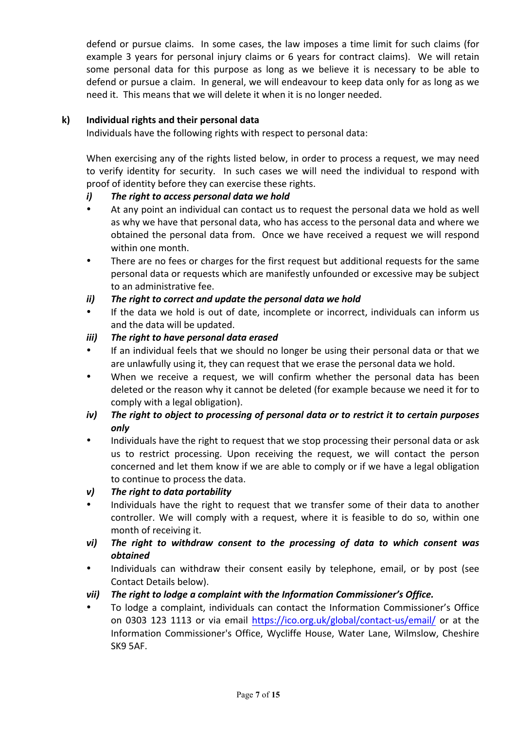defend or pursue claims. In some cases, the law imposes a time limit for such claims (for example 3 years for personal injury claims or 6 years for contract claims). We will retain some personal data for this purpose as long as we believe it is necessary to be able to defend or pursue a claim. In general, we will endeavour to keep data only for as long as we need it. This means that we will delete it when it is no longer needed.

**k) Individual rights and their personal data**

Individuals have the following rights with respect to personal data:

When exercising any of the rights listed below, in order to process a request, we may need to verify identity for security. In such cases we will need the individual to respond with proof of identity before they can exercise these rights.

***i) The right to access personal data we hold***

- At any point an individual can contact us to request the personal data we hold as well as why we have that personal data, who has access to the personal data and where we obtained the personal data from. Once we have received a request we will respond within one month.
- There are no fees or charges for the first request but additional requests for the same personal data or requests which are manifestly unfounded or excessive may be subject to an administrative fee.

***ii) The right to correct and update the personal data we hold***

- If the data we hold is out of date, incomplete or incorrect, individuals can inform us and the data will be updated.

***iii) The right to have personal data erased***

- If an individual feels that we should no longer be using their personal data or that we are unlawfully using it, they can request that we erase the personal data we hold.
- When we receive a request, we will confirm whether the personal data has been deleted or the reason why it cannot be deleted (for example because we need it for to comply with a legal obligation).

***iv) The right to object to processing of personal data or to restrict it to certain purposes only***

- Individuals have the right to request that we stop processing their personal data or ask us to restrict processing. Upon receiving the request, we will contact the person concerned and let them know if we are able to comply or if we have a legal obligation to continue to process the data.

***v) The right to data portability***

- Individuals have the right to request that we transfer some of their data to another controller. We will comply with a request, where it is feasible to do so, within one month of receiving it.

***vi) The right to withdraw consent to the processing of data to which consent was obtained***

- Individuals can withdraw their consent easily by telephone, email, or by post (see Contact Details below).

***vii) The right to lodge a complaint with the Information Commissioner's Office.***

- To lodge a complaint, individuals can contact the Information Commissioner's Office on 0303 123 1113 or via email https://ico.org.uk/global/contact-us/email/ or at the Information Commissioner's Office, Wycliffe House, Water Lane, Wilmslow, Cheshire SK9 5AF.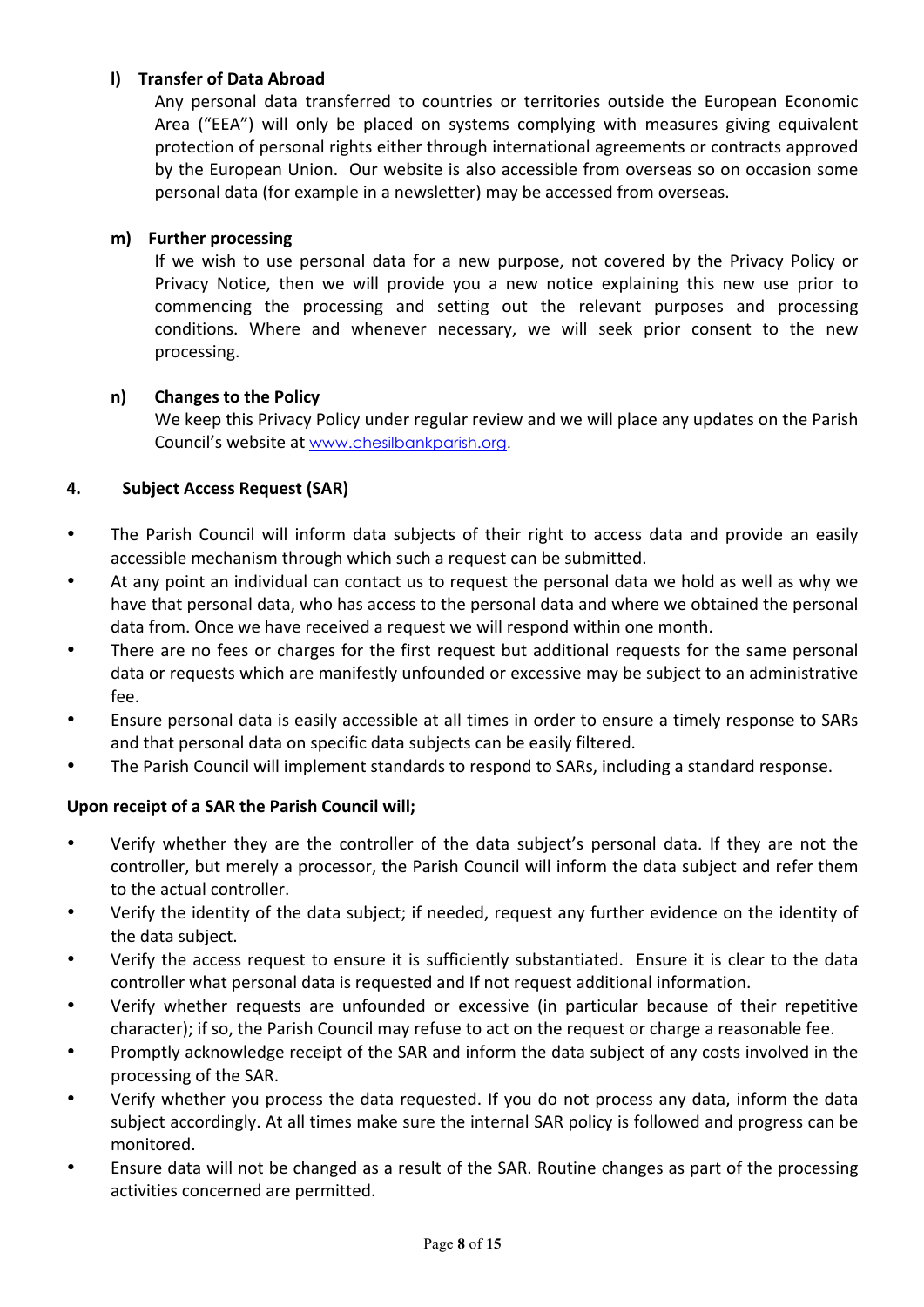**l) Transfer of Data Abroad**

Any personal data transferred to countries or territories outside the European Economic Area ("EEA") will only be placed on systems complying with measures giving equivalent protection of personal rights either through international agreements or contracts approved by the European Union. Our website is also accessible from overseas so on occasion some personal data (for example in a newsletter) may be accessed from overseas.

**m) Further processing**

If we wish to use personal data for a new purpose, not covered by the Privacy Policy or Privacy Notice, then we will provide you a new notice explaining this new use prior to commencing the processing and setting out the relevant purposes and processing conditions. Where and whenever necessary, we will seek prior consent to the new processing.

**n) Changes to the Policy**

We keep this Privacy Policy under regular review and we will place any updates on the Parish Council's website at www.chesilbankparish.org.

## 4. Subject Access Request (SAR)

- The Parish Council will inform data subjects of their right to access data and provide an easily accessible mechanism through which such a request can be submitted.
- At any point an individual can contact us to request the personal data we hold as well as why we have that personal data, who has access to the personal data and where we obtained the personal data from. Once we have received a request we will respond within one month.
- There are no fees or charges for the first request but additional requests for the same personal data or requests which are manifestly unfounded or excessive may be subject to an administrative fee.
- Ensure personal data is easily accessible at all times in order to ensure a timely response to SARs and that personal data on specific data subjects can be easily filtered.
- The Parish Council will implement standards to respond to SARs, including a standard response.

**Upon receipt of a SAR the Parish Council will;**

- Verify whether they are the controller of the data subject's personal data. If they are not the controller, but merely a processor, the Parish Council will inform the data subject and refer them to the actual controller.
- Verify the identity of the data subject; if needed, request any further evidence on the identity of the data subject.
- Verify the access request to ensure it is sufficiently substantiated. Ensure it is clear to the data controller what personal data is requested and If not request additional information.
- Verify whether requests are unfounded or excessive (in particular because of their repetitive character); if so, the Parish Council may refuse to act on the request or charge a reasonable fee.
- Promptly acknowledge receipt of the SAR and inform the data subject of any costs involved in the processing of the SAR.
- Verify whether you process the data requested. If you do not process any data, inform the data subject accordingly. At all times make sure the internal SAR policy is followed and progress can be monitored.
- Ensure data will not be changed as a result of the SAR. Routine changes as part of the processing activities concerned are permitted.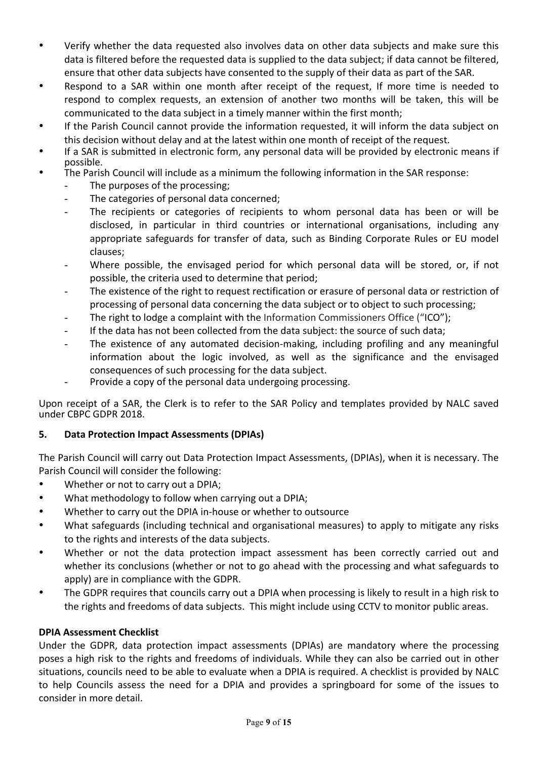- Verify whether the data requested also involves data on other data subjects and make sure this data is filtered before the requested data is supplied to the data subject; if data cannot be filtered, ensure that other data subjects have consented to the supply of their data as part of the SAR.
- Respond to a SAR within one month after receipt of the request, If more time is needed to respond to complex requests, an extension of another two months will be taken, this will be communicated to the data subject in a timely manner within the first month;
- If the Parish Council cannot provide the information requested, it will inform the data subject on this decision without delay and at the latest within one month of receipt of the request.
- If a SAR is submitted in electronic form, any personal data will be provided by electronic means if possible.
- The Parish Council will include as a minimum the following information in the SAR response:
  - The purposes of the processing;
  - The categories of personal data concerned;
  - The recipients or categories of recipients to whom personal data has been or will be disclosed, in particular in third countries or international organisations, including any appropriate safeguards for transfer of data, such as Binding Corporate Rules or EU model clauses;
  - Where possible, the envisaged period for which personal data will be stored, or, if not possible, the criteria used to determine that period;
  - The existence of the right to request rectification or erasure of personal data or restriction of processing of personal data concerning the data subject or to object to such processing;
  - The right to lodge a complaint with the Information Commissioners Office ("ICO");
  - If the data has not been collected from the data subject: the source of such data;
  - The existence of any automated decision-making, including profiling and any meaningful information about the logic involved, as well as the significance and the envisaged consequences of such processing for the data subject.
  - Provide a copy of the personal data undergoing processing.

Upon receipt of a SAR, the Clerk is to refer to the SAR Policy and templates provided by NALC saved under CBPC GDPR 2018.

## 5. Data Protection Impact Assessments (DPIAs)

The Parish Council will carry out Data Protection Impact Assessments, (DPIAs), when it is necessary. The Parish Council will consider the following:

- Whether or not to carry out a DPIA;
- What methodology to follow when carrying out a DPIA;
- Whether to carry out the DPIA in-house or whether to outsource
- What safeguards (including technical and organisational measures) to apply to mitigate any risks to the rights and interests of the data subjects.
- Whether or not the data protection impact assessment has been correctly carried out and whether its conclusions (whether or not to go ahead with the processing and what safeguards to apply) are in compliance with the GDPR.
- The GDPR requires that councils carry out a DPIA when processing is likely to result in a high risk to the rights and freedoms of data subjects. This might include using CCTV to monitor public areas.

**DPIA Assessment Checklist**

Under the GDPR, data protection impact assessments (DPIAs) are mandatory where the processing poses a high risk to the rights and freedoms of individuals. While they can also be carried out in other situations, councils need to be able to evaluate when a DPIA is required. A checklist is provided by NALC to help Councils assess the need for a DPIA and provides a springboard for some of the issues to consider in more detail.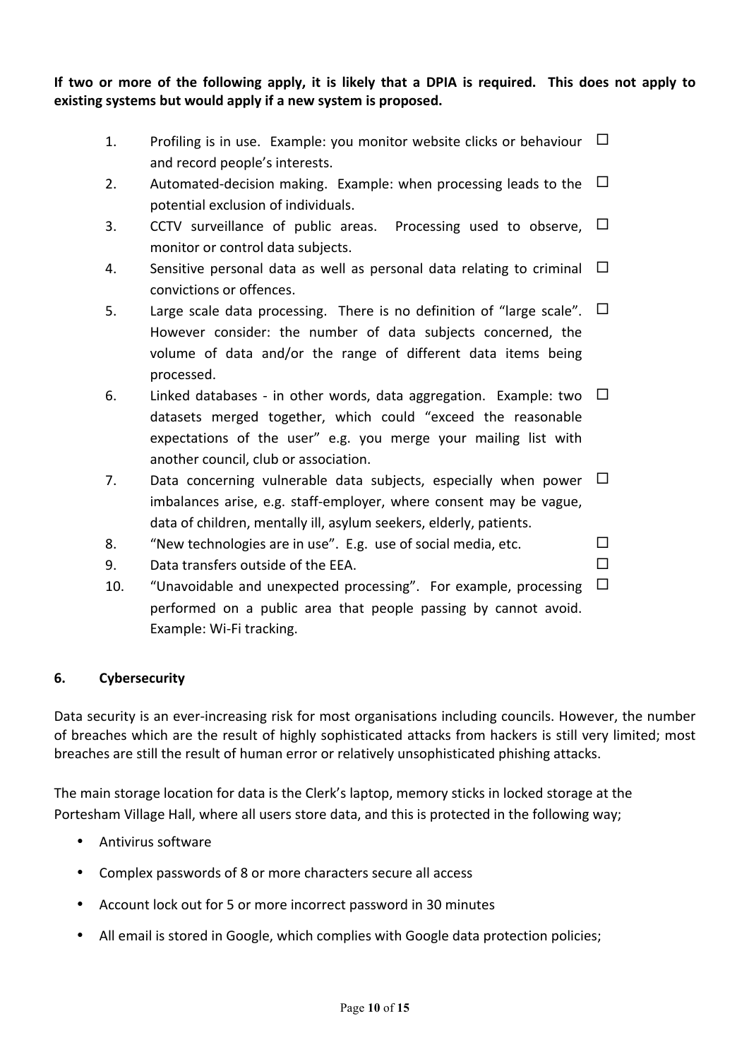**If two or more of the following apply, it is likely that a DPIA is required. This does not apply to existing systems but would apply if a new system is proposed.**

1. Profiling is in use. Example: you monitor website clicks or behaviour and record people's interests. ☐
2. Automated-decision making. Example: when processing leads to the potential exclusion of individuals. ☐
3. CCTV surveillance of public areas. Processing used to observe, monitor or control data subjects. ☐
4. Sensitive personal data as well as personal data relating to criminal convictions or offences. ☐
5. Large scale data processing. There is no definition of "large scale". However consider: the number of data subjects concerned, the volume of data and/or the range of different data items being processed. ☐
6. Linked databases - in other words, data aggregation. Example: two datasets merged together, which could "exceed the reasonable expectations of the user" e.g. you merge your mailing list with another council, club or association. ☐
7. Data concerning vulnerable data subjects, especially when power imbalances arise, e.g. staff-employer, where consent may be vague, data of children, mentally ill, asylum seekers, elderly, patients. ☐
8. "New technologies are in use". E.g. use of social media, etc. ☐
9. Data transfers outside of the EEA. ☐
10. "Unavoidable and unexpected processing". For example, processing performed on a public area that people passing by cannot avoid. Example: Wi-Fi tracking. ☐

## 6. Cybersecurity

Data security is an ever-increasing risk for most organisations including councils. However, the number of breaches which are the result of highly sophisticated attacks from hackers is still very limited; most breaches are still the result of human error or relatively unsophisticated phishing attacks.

The main storage location for data is the Clerk's laptop, memory sticks in locked storage at the Portesham Village Hall, where all users store data, and this is protected in the following way;

- Antivirus software
- Complex passwords of 8 or more characters secure all access
- Account lock out for 5 or more incorrect password in 30 minutes
- All email is stored in Google, which complies with Google data protection policies;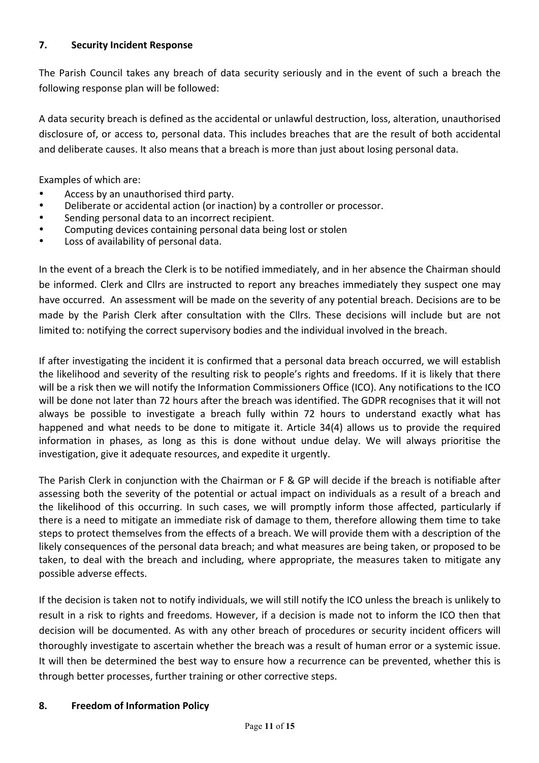## 7. Security Incident Response

The Parish Council takes any breach of data security seriously and in the event of such a breach the following response plan will be followed:

A data security breach is defined as the accidental or unlawful destruction, loss, alteration, unauthorised disclosure of, or access to, personal data. This includes breaches that are the result of both accidental and deliberate causes. It also means that a breach is more than just about losing personal data.

Examples of which are:

- Access by an unauthorised third party.
- Deliberate or accidental action (or inaction) by a controller or processor.
- Sending personal data to an incorrect recipient.
- Computing devices containing personal data being lost or stolen
- Loss of availability of personal data.

In the event of a breach the Clerk is to be notified immediately, and in her absence the Chairman should be informed. Clerk and Cllrs are instructed to report any breaches immediately they suspect one may have occurred. An assessment will be made on the severity of any potential breach. Decisions are to be made by the Parish Clerk after consultation with the Cllrs. These decisions will include but are not limited to: notifying the correct supervisory bodies and the individual involved in the breach.

If after investigating the incident it is confirmed that a personal data breach occurred, we will establish the likelihood and severity of the resulting risk to people's rights and freedoms. If it is likely that there will be a risk then we will notify the Information Commissioners Office (ICO). Any notifications to the ICO will be done not later than 72 hours after the breach was identified. The GDPR recognises that it will not always be possible to investigate a breach fully within 72 hours to understand exactly what has happened and what needs to be done to mitigate it. Article 34(4) allows us to provide the required information in phases, as long as this is done without undue delay. We will always prioritise the investigation, give it adequate resources, and expedite it urgently.

The Parish Clerk in conjunction with the Chairman or F & GP will decide if the breach is notifiable after assessing both the severity of the potential or actual impact on individuals as a result of a breach and the likelihood of this occurring. In such cases, we will promptly inform those affected, particularly if there is a need to mitigate an immediate risk of damage to them, therefore allowing them time to take steps to protect themselves from the effects of a breach. We will provide them with a description of the likely consequences of the personal data breach; and what measures are being taken, or proposed to be taken, to deal with the breach and including, where appropriate, the measures taken to mitigate any possible adverse effects.

If the decision is taken not to notify individuals, we will still notify the ICO unless the breach is unlikely to result in a risk to rights and freedoms. However, if a decision is made not to inform the ICO then that decision will be documented. As with any other breach of procedures or security incident officers will thoroughly investigate to ascertain whether the breach was a result of human error or a systemic issue. It will then be determined the best way to ensure how a recurrence can be prevented, whether this is through better processes, further training or other corrective steps.

## 8. Freedom of Information Policy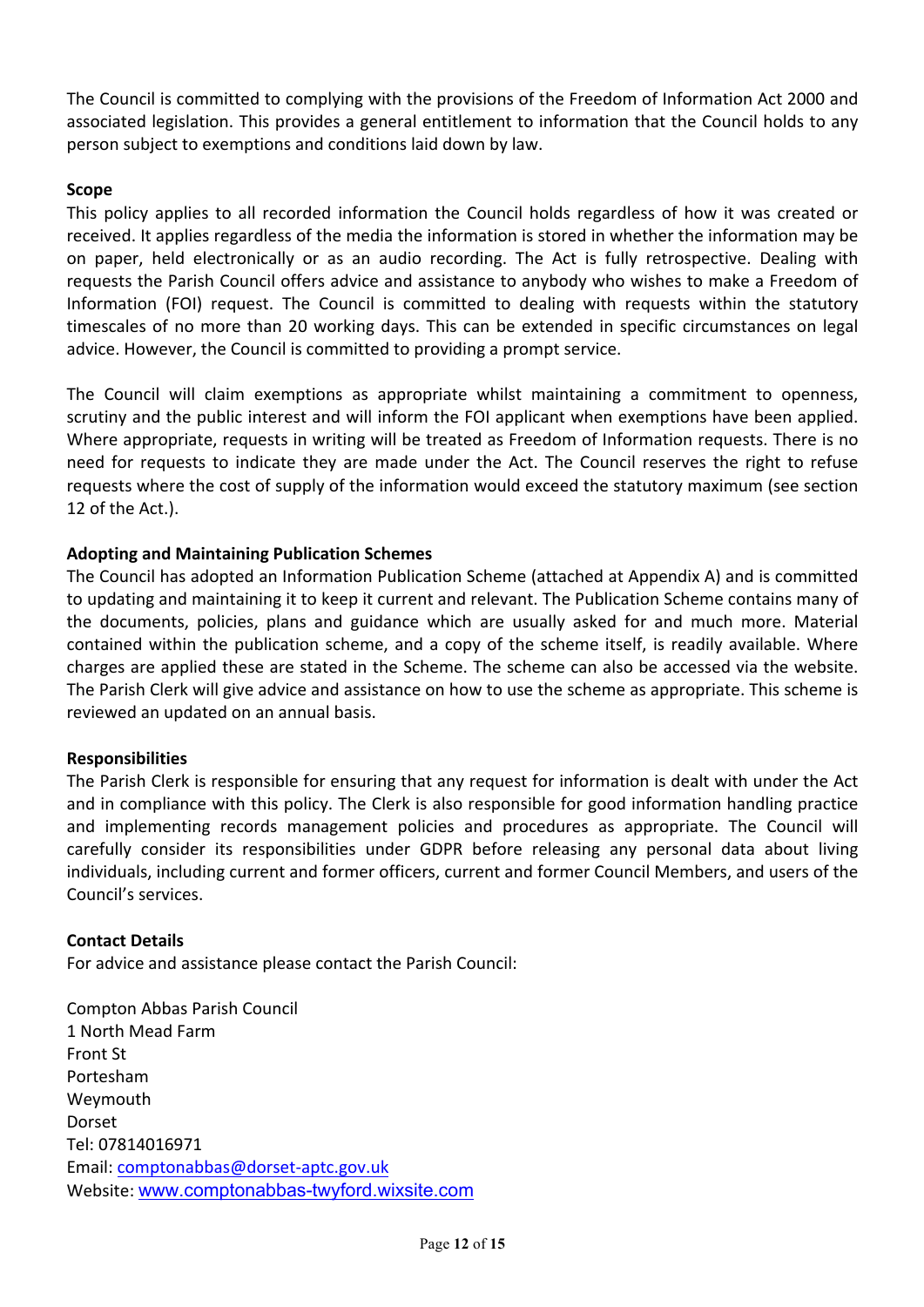The Council is committed to complying with the provisions of the Freedom of Information Act 2000 and associated legislation. This provides a general entitlement to information that the Council holds to any person subject to exemptions and conditions laid down by law.

**Scope**

This policy applies to all recorded information the Council holds regardless of how it was created or received. It applies regardless of the media the information is stored in whether the information may be on paper, held electronically or as an audio recording. The Act is fully retrospective. Dealing with requests the Parish Council offers advice and assistance to anybody who wishes to make a Freedom of Information (FOI) request. The Council is committed to dealing with requests within the statutory timescales of no more than 20 working days. This can be extended in specific circumstances on legal advice. However, the Council is committed to providing a prompt service.

The Council will claim exemptions as appropriate whilst maintaining a commitment to openness, scrutiny and the public interest and will inform the FOI applicant when exemptions have been applied. Where appropriate, requests in writing will be treated as Freedom of Information requests. There is no need for requests to indicate they are made under the Act. The Council reserves the right to refuse requests where the cost of supply of the information would exceed the statutory maximum (see section 12 of the Act.).

**Adopting and Maintaining Publication Schemes**

The Council has adopted an Information Publication Scheme (attached at Appendix A) and is committed to updating and maintaining it to keep it current and relevant. The Publication Scheme contains many of the documents, policies, plans and guidance which are usually asked for and much more. Material contained within the publication scheme, and a copy of the scheme itself, is readily available. Where charges are applied these are stated in the Scheme. The scheme can also be accessed via the website. The Parish Clerk will give advice and assistance on how to use the scheme as appropriate. This scheme is reviewed an updated on an annual basis.

**Responsibilities**

The Parish Clerk is responsible for ensuring that any request for information is dealt with under the Act and in compliance with this policy. The Clerk is also responsible for good information handling practice and implementing records management policies and procedures as appropriate. The Council will carefully consider its responsibilities under GDPR before releasing any personal data about living individuals, including current and former officers, current and former Council Members, and users of the Council's services.

**Contact Details**

For advice and assistance please contact the Parish Council:

Compton Abbas Parish Council
1 North Mead Farm
Front St
Portesham
Weymouth
Dorset
Tel: 07814016971
Email: comptonabbas@dorset-aptc.gov.uk
Website: www.comptonabbas-twyford.wixsite.com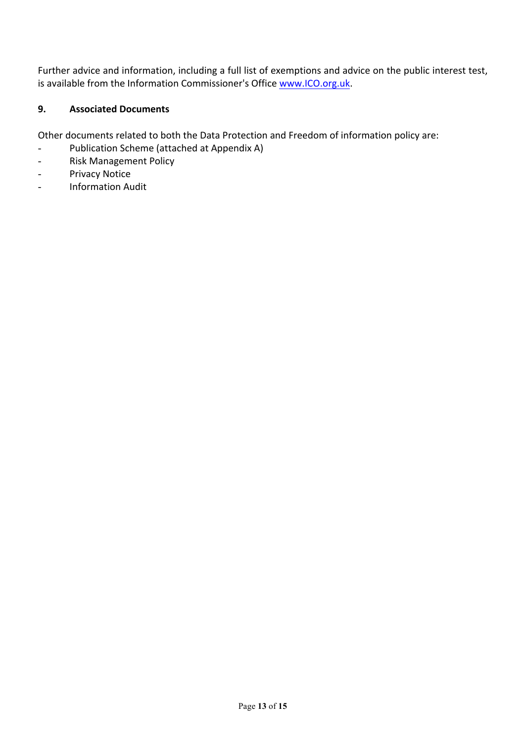Further advice and information, including a full list of exemptions and advice on the public interest test, is available from the Information Commissioner's Office [www.ICO.org.uk](http://www.ICO.org.uk).

## 9. Associated Documents

Other documents related to both the Data Protection and Freedom of information policy are:

- Publication Scheme (attached at Appendix A)
- Risk Management Policy
- Privacy Notice
- Information Audit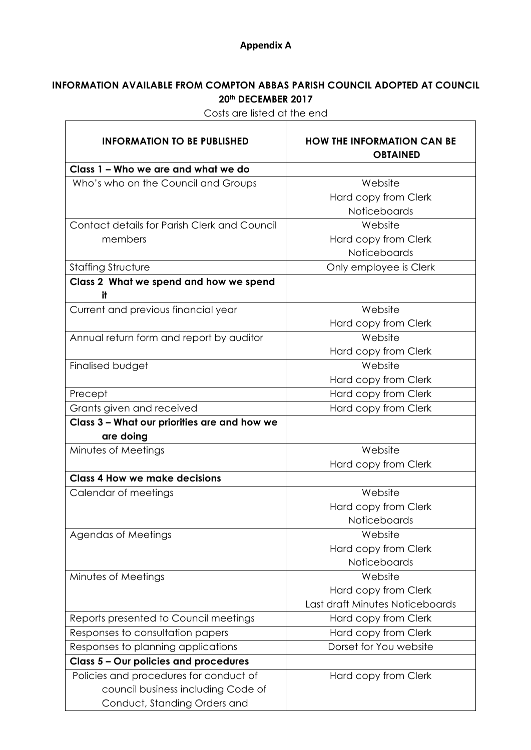**Appendix A**

**INFORMATION AVAILABLE FROM COMPTON ABBAS PARISH COUNCIL ADOPTED AT COUNCIL 20th DECEMBER 2017**

Costs are listed at the end

| INFORMATION TO BE PUBLISHED | HOW THE INFORMATION CAN BE OBTAINED |
|---|---|
| **Class 1 – Who we are and what we do** | |
| Who's who on the Council and Groups | Website<br>Hard copy from Clerk<br>Noticeboards |
| Contact details for Parish Clerk and Council members | Website<br>Hard copy from Clerk<br>Noticeboards |
| Staffing Structure | Only employee is Clerk |
| **Class 2 What we spend and how we spend it** | |
| Current and previous financial year | Website<br>Hard copy from Clerk |
| Annual return form and report by auditor | Website<br>Hard copy from Clerk |
| Finalised budget | Website<br>Hard copy from Clerk |
| Precept | Hard copy from Clerk |
| Grants given and received | Hard copy from Clerk |
| **Class 3 – What our priorities are and how we are doing** | |
| Minutes of Meetings | Website<br>Hard copy from Clerk |
| **Class 4 How we make decisions** | |
| Calendar of meetings | Website<br>Hard copy from Clerk<br>Noticeboards |
| Agendas of Meetings | Website<br>Hard copy from Clerk<br>Noticeboards |
| Minutes of Meetings | Website<br>Hard copy from Clerk<br>Last draft Minutes Noticeboards |
| Reports presented to Council meetings | Hard copy from Clerk |
| Responses to consultation papers | Hard copy from Clerk |
| Responses to planning applications | Dorset for You website |
| **Class 5 – Our policies and procedures** | |
| Policies and procedures for conduct of council business including Code of Conduct, Standing Orders and | Hard copy from Clerk |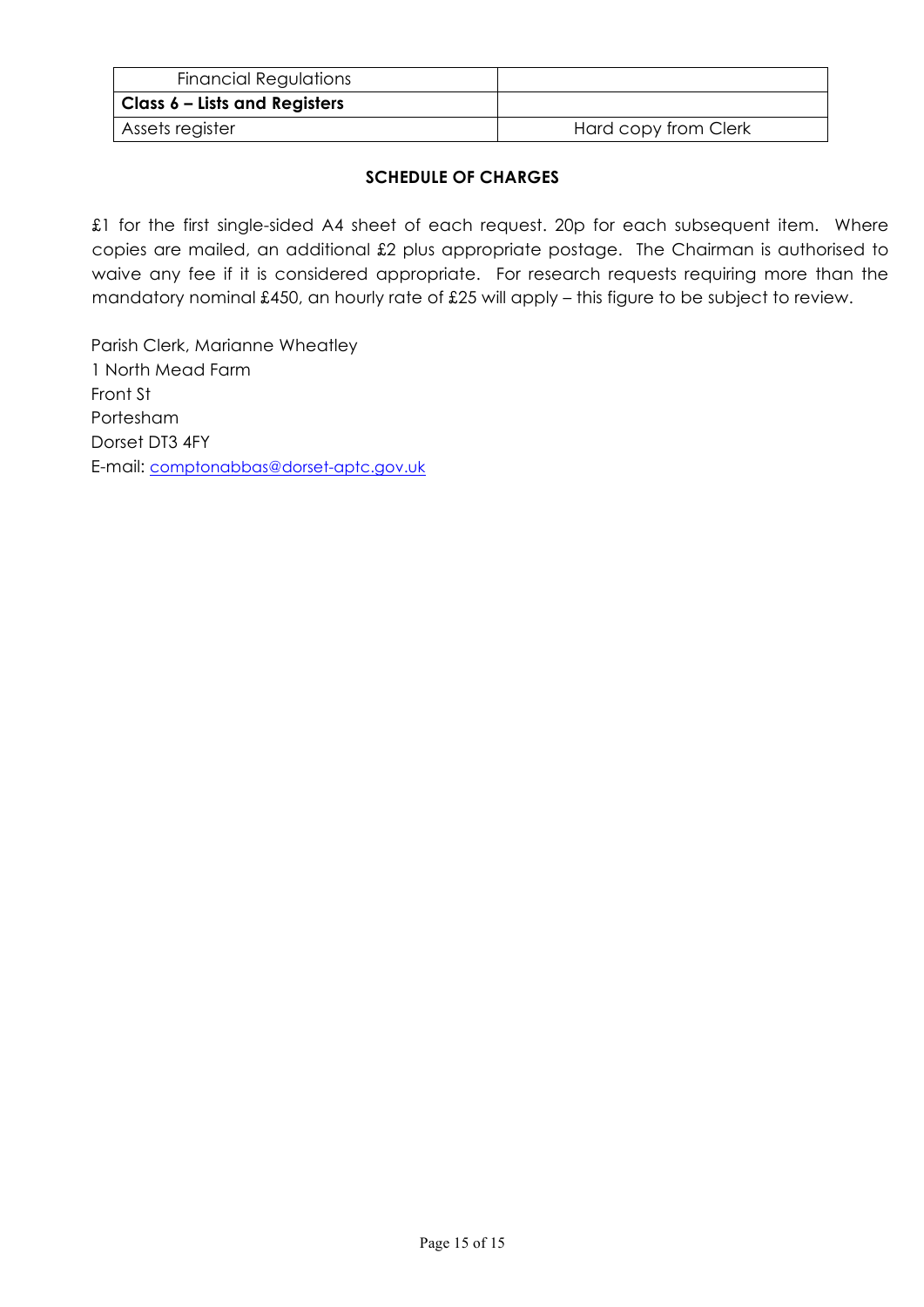| | |
|---|---|
| Financial Regulations | |
| **Class 6 – Lists and Registers** | |
| Assets register | Hard copy from Clerk |

**SCHEDULE OF CHARGES**

£1 for the first single-sided A4 sheet of each request. 20p for each subsequent item. Where copies are mailed, an additional £2 plus appropriate postage. The Chairman is authorised to waive any fee if it is considered appropriate. For research requests requiring more than the mandatory nominal £450, an hourly rate of £25 will apply – this figure to be subject to review.

Parish Clerk, Marianne Wheatley
1 North Mead Farm
Front St
Portesham
Dorset DT3 4FY
E-mail: comptonabbas@dorset-aptc.gov.uk